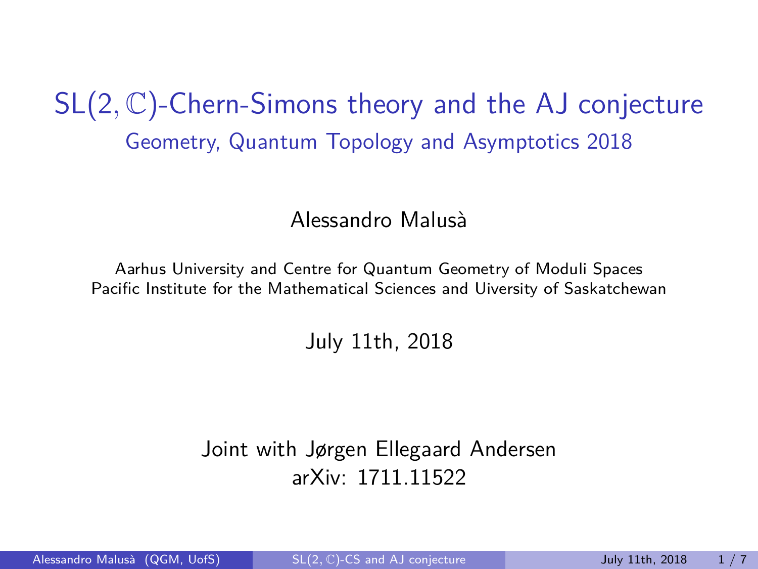# $\mathrm{SL}(2,\mathbb{C})$-Chern-Simons theory and the AJ conjecture

## Geometry, Quantum Topology and Asymptotics 2018

Alessandro Malusà

Aarhus University and Centre for Quantum Geometry of Moduli Spaces
Pacific Institute for the Mathematical Sciences and Uiversity of Saskatchewan

July 11th, 2018

Joint with Jørgen Ellegaard Andersen
arXiv: 1711.11522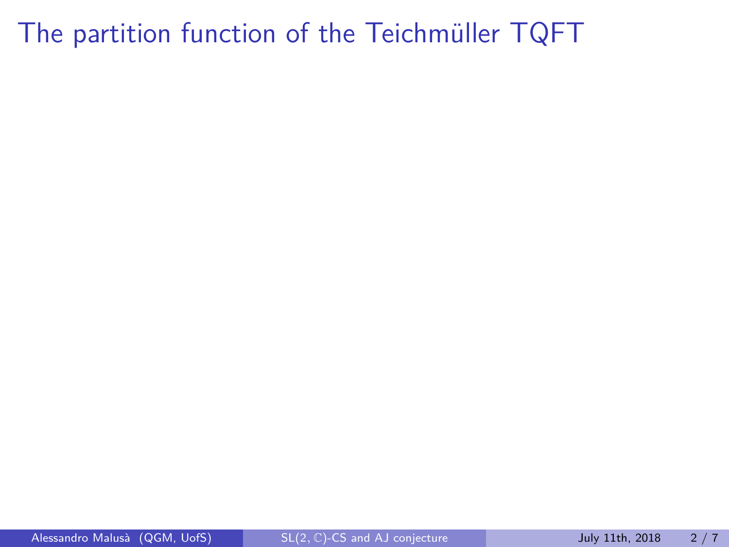# The partition function of the Teichmüller TQFT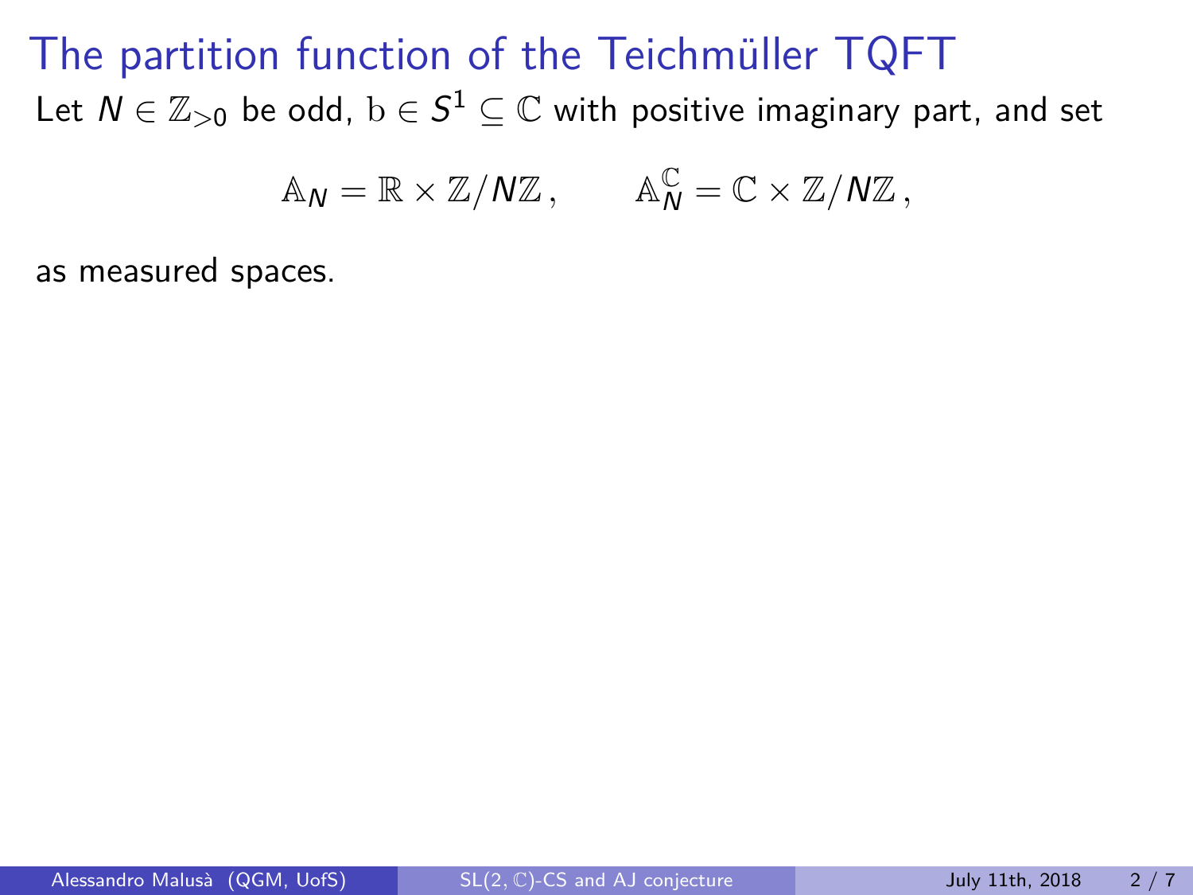# The partition function of the Teichmüller TQFT

Let $N \in \mathbb{Z}_{>0}$ be odd, $\mathrm{b} \in S^1 \subseteq \mathbb{C}$ with positive imaginary part, and set

$$\mathbb{A}_N = \mathbb{R} \times \mathbb{Z}/N\mathbb{Z}\,, \qquad \mathbb{A}_N^{\mathbb{C}} = \mathbb{C} \times \mathbb{Z}/N\mathbb{Z}\,,$$

as measured spaces.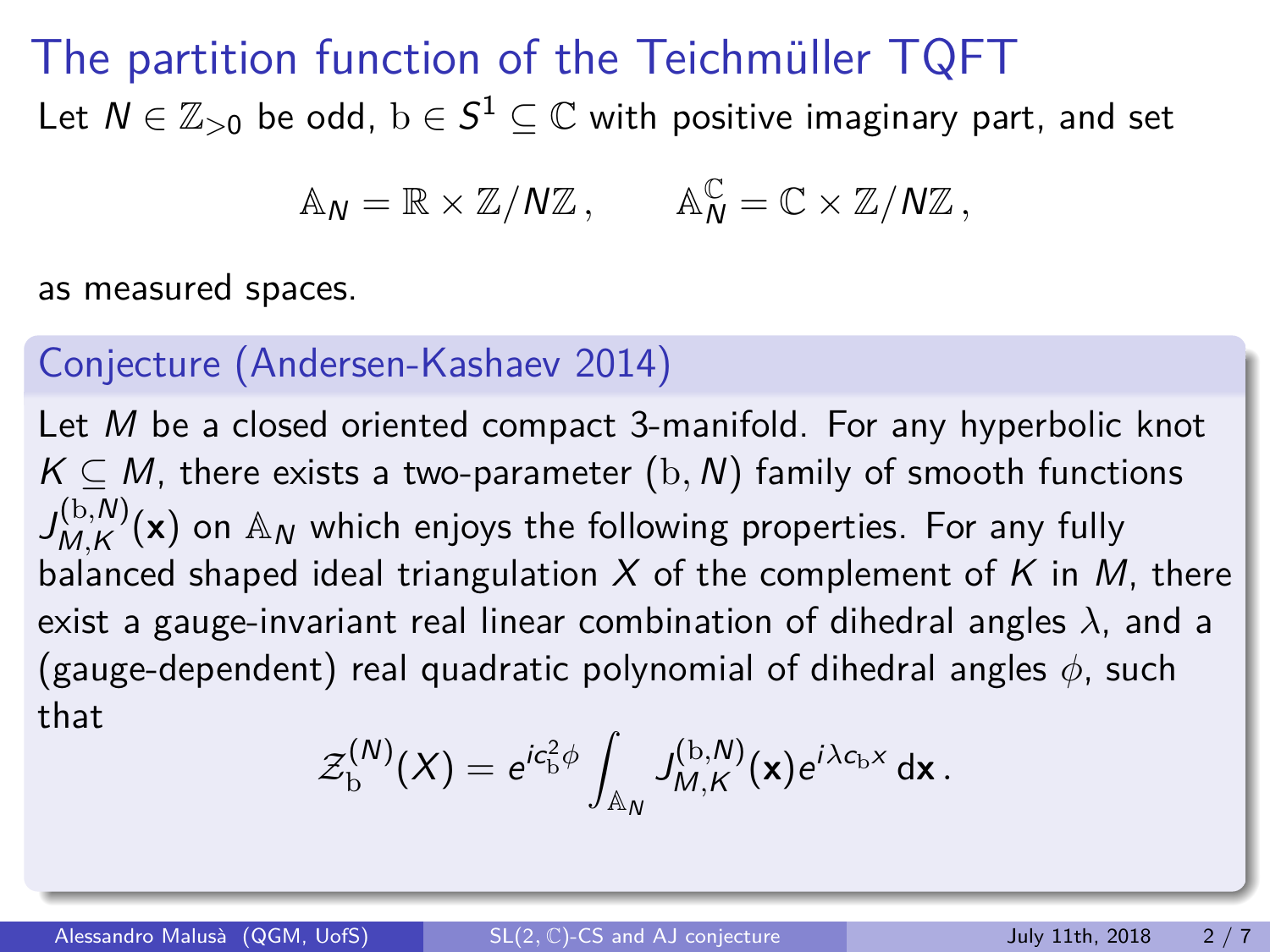# The partition function of the Teichmüller TQFT

Let $N \in \mathbb{Z}_{>0}$ be odd, $\mathrm{b} \in S^1 \subseteq \mathbb{C}$ with positive imaginary part, and set

$$\mathbb{A}_N = \mathbb{R} \times \mathbb{Z}/N\mathbb{Z}\,, \qquad \mathbb{A}_N^{\mathbb{C}} = \mathbb{C} \times \mathbb{Z}/N\mathbb{Z}\,,$$

as measured spaces.

## Conjecture (Andersen-Kashaev 2014)

Let $M$ be a closed oriented compact 3-manifold. For any hyperbolic knot $K \subseteq M$, there exists a two-parameter $(\mathrm{b}, N)$ family of smooth functions $J_{M,K}^{(\mathrm{b},N)}(\mathbf{x})$ on $\mathbb{A}_N$ which enjoys the following properties. For any fully balanced shaped ideal triangulation $X$ of the complement of $K$ in $M$, there exist a gauge-invariant real linear combination of dihedral angles $\lambda$, and a (gauge-dependent) real quadratic polynomial of dihedral angles $\phi$, such that

$$\mathcal{Z}_{\mathrm{b}}^{(N)}(X) = e^{ic_{\mathrm{b}}^2 \phi} \int_{\mathbb{A}_N} J_{M,K}^{(\mathrm{b},N)}(\mathbf{x}) e^{i\lambda c_{\mathrm{b}} x}\, \mathrm{d}\mathbf{x}\,.$$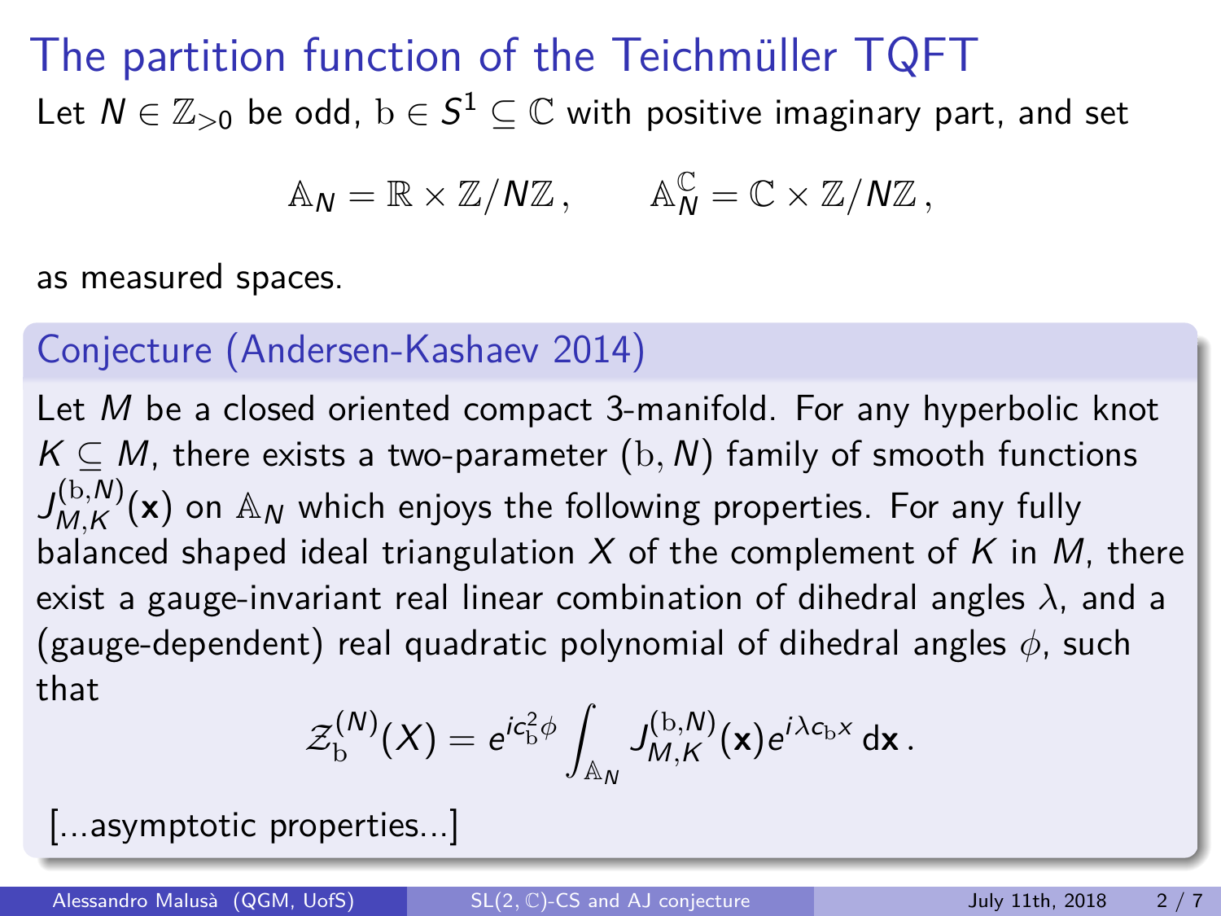# The partition function of the Teichmüller TQFT

Let $N \in \mathbb{Z}_{>0}$ be odd, $\mathrm{b} \in S^1 \subseteq \mathbb{C}$ with positive imaginary part, and set

$$\mathbb{A}_N = \mathbb{R} \times \mathbb{Z}/N\mathbb{Z}\,, \qquad \mathbb{A}_N^{\mathbb{C}} = \mathbb{C} \times \mathbb{Z}/N\mathbb{Z}\,,$$

as measured spaces.

## Conjecture (Andersen-Kashaev 2014)

Let $M$ be a closed oriented compact 3-manifold. For any hyperbolic knot $K \subseteq M$, there exists a two-parameter $(\mathrm{b}, N)$ family of smooth functions $J_{M,K}^{(\mathrm{b},N)}(\mathbf{x})$ on $\mathbb{A}_N$ which enjoys the following properties. For any fully balanced shaped ideal triangulation $X$ of the complement of $K$ in $M$, there exist a gauge-invariant real linear combination of dihedral angles $\lambda$, and a (gauge-dependent) real quadratic polynomial of dihedral angles $\phi$, such that

$$\mathcal{Z}_{\mathrm{b}}^{(N)}(X) = e^{ic_{\mathrm{b}}^2\phi} \int_{\mathbb{A}_N} J_{M,K}^{(\mathrm{b},N)}(\mathbf{x}) e^{i\lambda c_{\mathrm{b}} x}\, \mathrm{d}\mathbf{x}\,.$$

[...asymptotic properties...]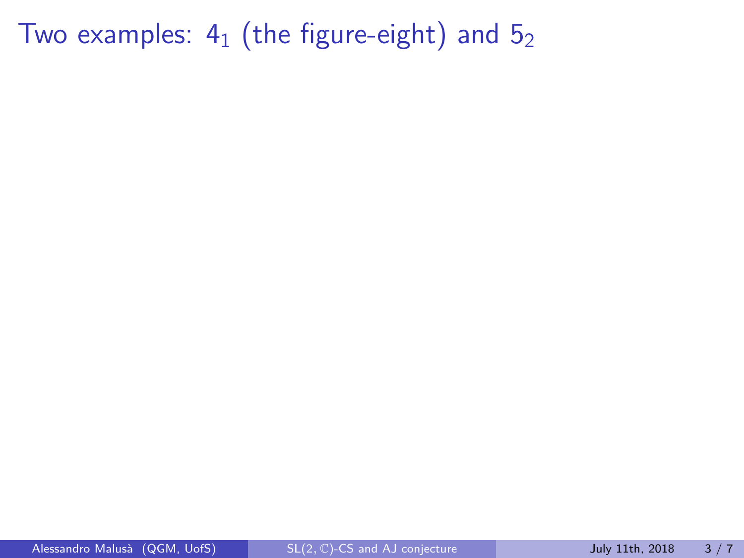# Two examples: $4_1$ (the figure-eight) and $5_2$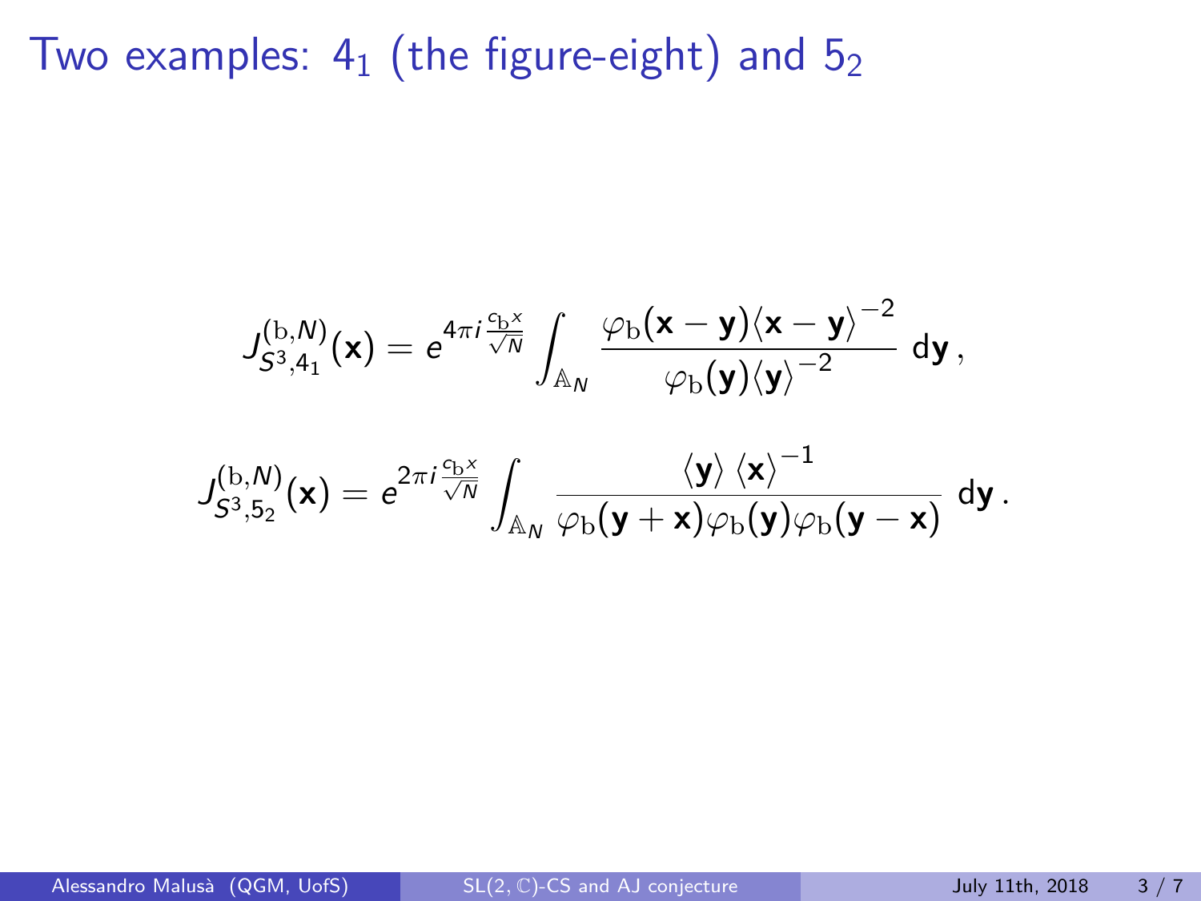# Two examples: $4_1$ (the figure-eight) and $5_2$

$$J^{(\mathrm{b},N)}_{S^3,4_1}(\mathbf{x}) = e^{4\pi i \frac{c_{\mathrm{b}} x}{\sqrt{N}}} \int_{\mathbb{A}_N} \frac{\varphi_{\mathrm{b}}(\mathbf{x}-\mathbf{y})\langle \mathbf{x}-\mathbf{y}\rangle^{-2}}{\varphi_{\mathrm{b}}(\mathbf{y})\langle \mathbf{y}\rangle^{-2}} \, d\mathbf{y}\,,$$

$$J^{(\mathrm{b},N)}_{S^3,5_2}(\mathbf{x}) = e^{2\pi i \frac{c_{\mathrm{b}} x}{\sqrt{N}}} \int_{\mathbb{A}_N} \frac{\langle \mathbf{y}\rangle \, \langle \mathbf{x}\rangle^{-1}}{\varphi_{\mathrm{b}}(\mathbf{y}+\mathbf{x})\varphi_{\mathrm{b}}(\mathbf{y})\varphi_{\mathrm{b}}(\mathbf{y}-\mathbf{x})} \, d\mathbf{y}\,.$$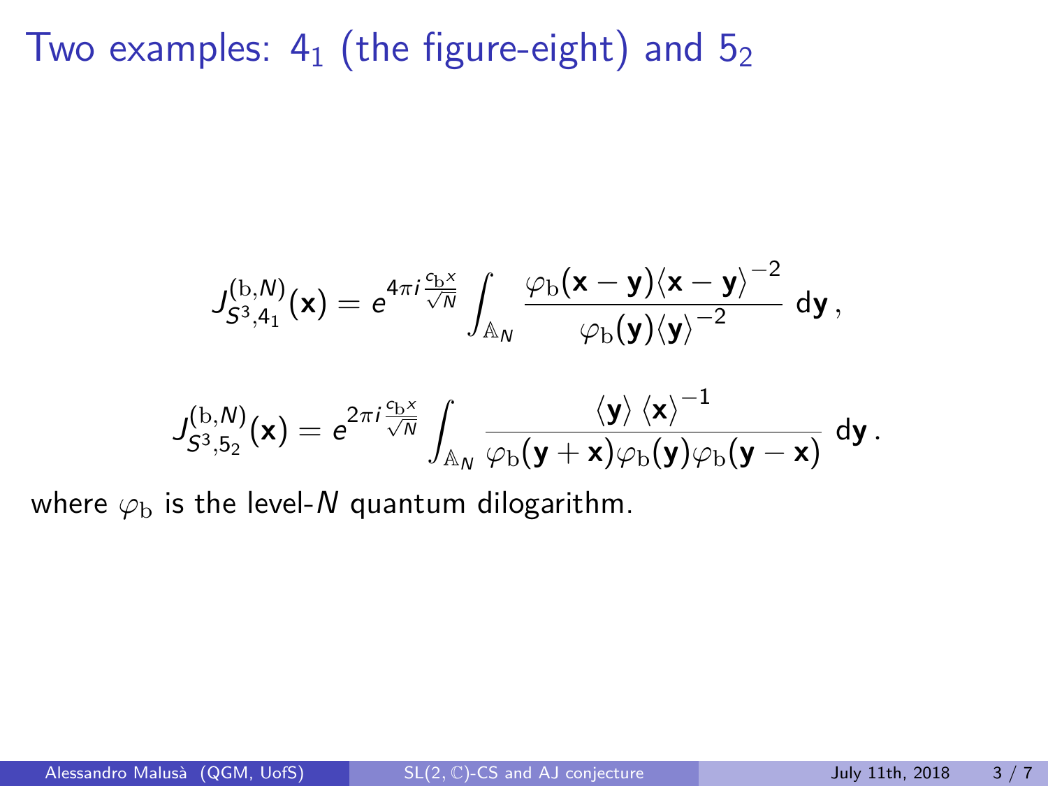# Two examples: $4_1$ (the figure-eight) and $5_2$

$$J^{(\mathrm{b},N)}_{S^3,4_1}(\mathbf{x}) = e^{4\pi i \frac{c_{\mathrm{b}} x}{\sqrt{N}}} \int_{\mathbb{A}_N} \frac{\varphi_{\mathrm{b}}(\mathbf{x}-\mathbf{y})\langle \mathbf{x}-\mathbf{y}\rangle^{-2}}{\varphi_{\mathrm{b}}(\mathbf{y})\langle \mathbf{y}\rangle^{-2}} \, d\mathbf{y} \,,$$

$$J^{(\mathrm{b},N)}_{S^3,5_2}(\mathbf{x}) = e^{2\pi i \frac{c_{\mathrm{b}} x}{\sqrt{N}}} \int_{\mathbb{A}_N} \frac{\langle \mathbf{y}\rangle \, \langle \mathbf{x}\rangle^{-1}}{\varphi_{\mathrm{b}}(\mathbf{y}+\mathbf{x})\varphi_{\mathrm{b}}(\mathbf{y})\varphi_{\mathrm{b}}(\mathbf{y}-\mathbf{x})} \, d\mathbf{y} \,.$$

where $\varphi_{\mathrm{b}}$ is the level-$N$ quantum dilogarithm.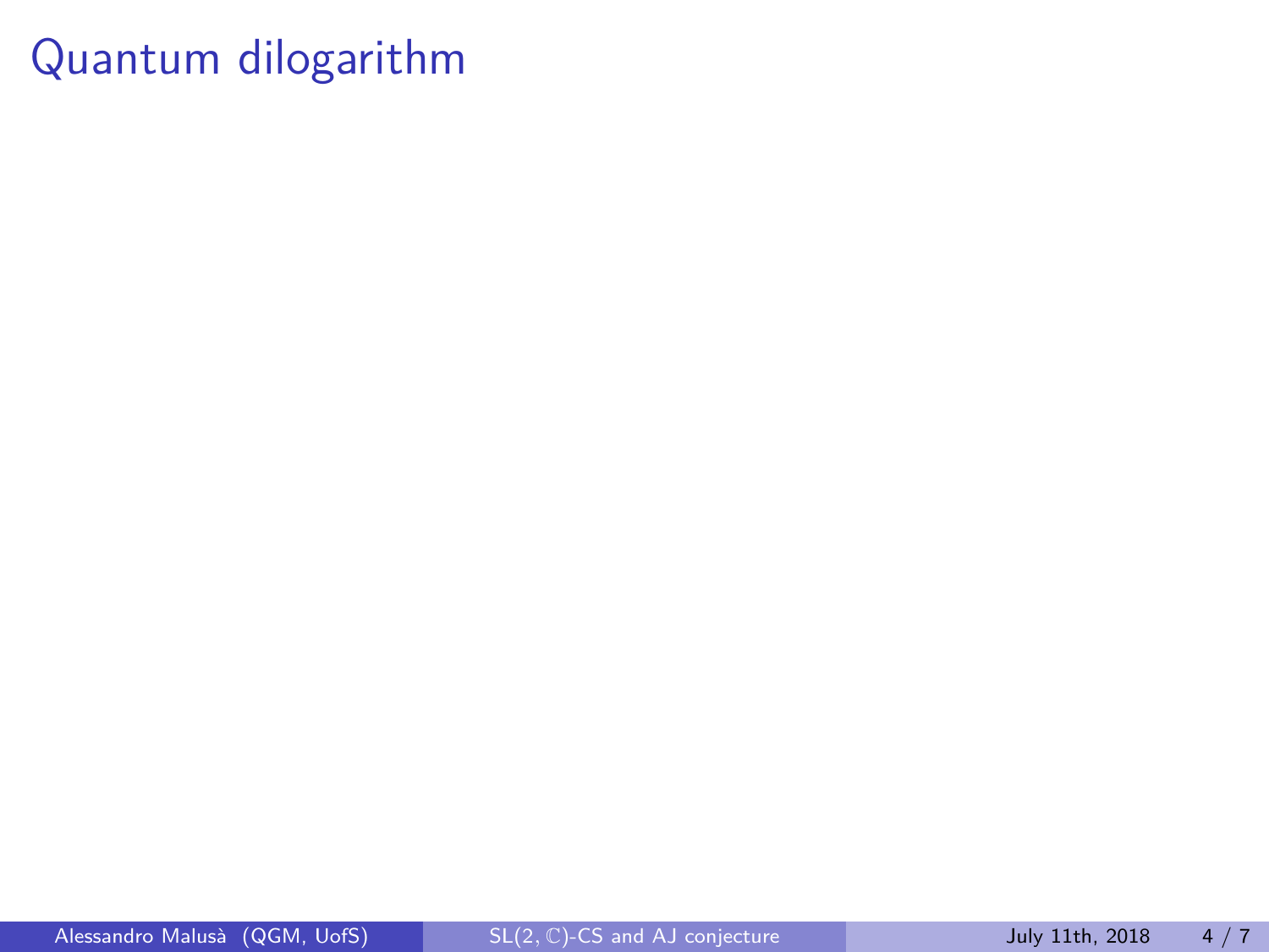# Quantum dilogarithm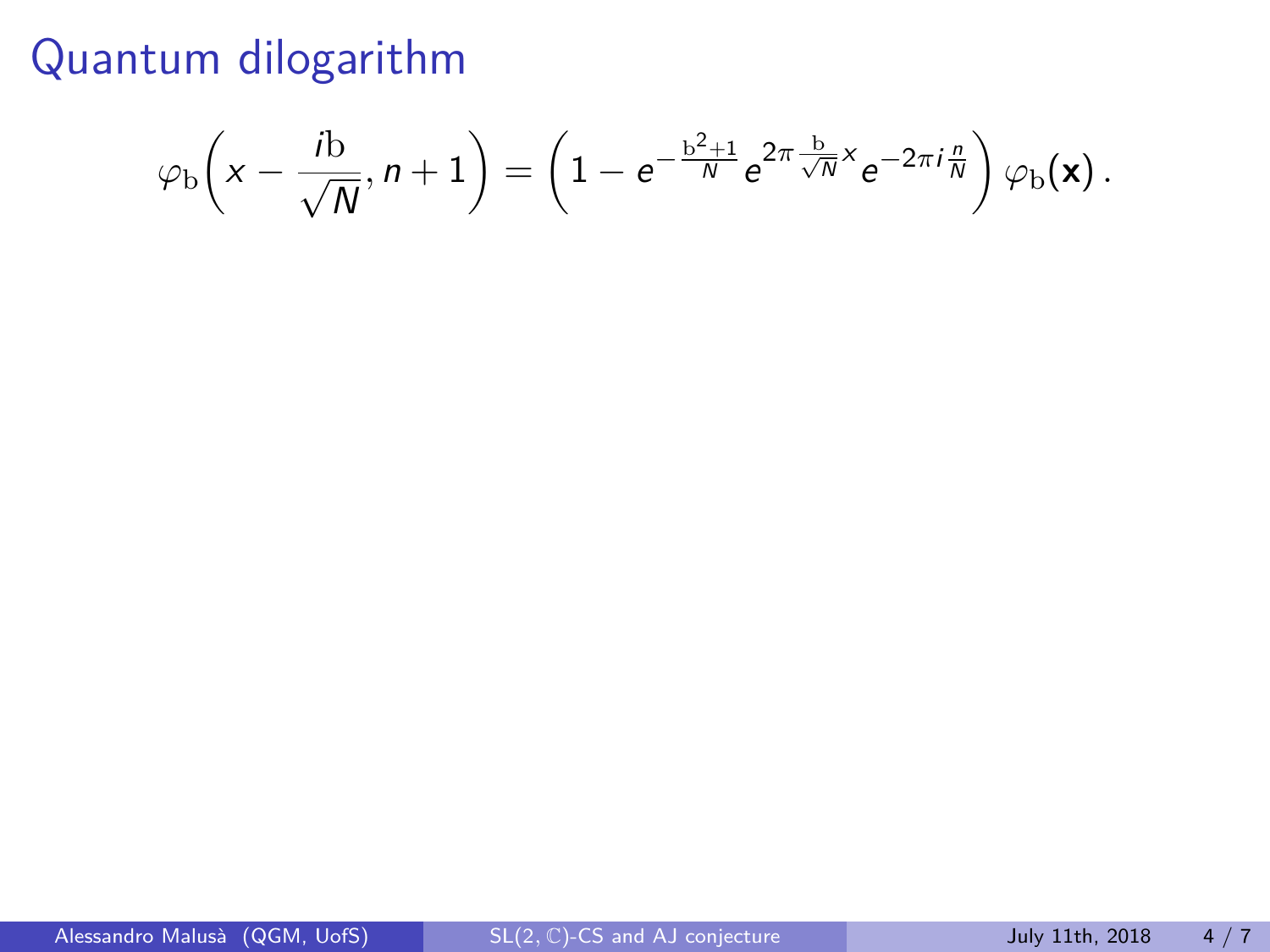# Quantum dilogarithm

$$\varphi_{\mathrm{b}}\left(x - \frac{i\mathrm{b}}{\sqrt{N}}, n+1\right) = \left(1 - e^{-\frac{\mathrm{b}^2+1}{N}} e^{2\pi \frac{\mathrm{b}}{\sqrt{N}} x} e^{-2\pi i \frac{n}{N}}\right) \varphi_{\mathrm{b}}(\mathbf{x})\,.$$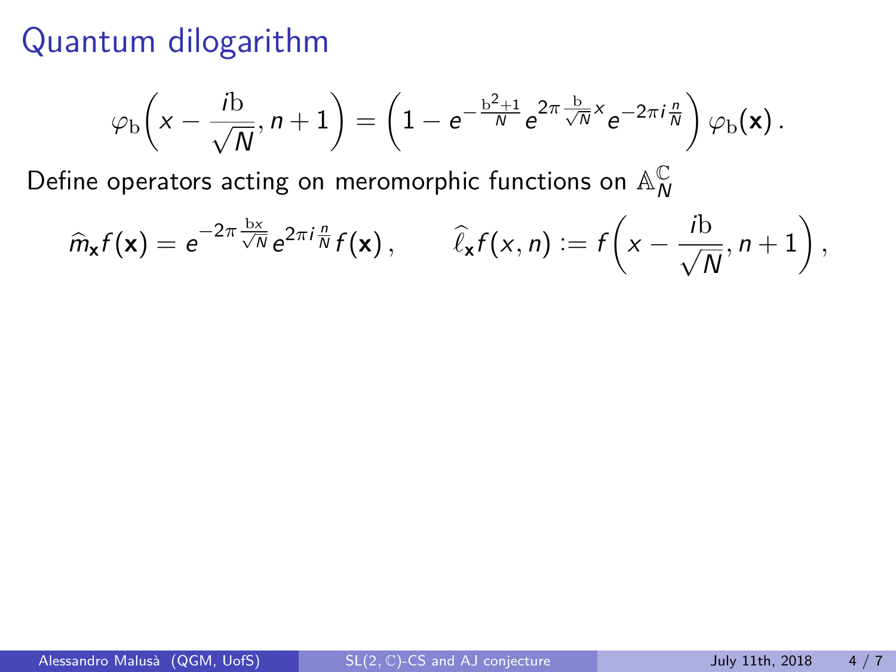# Quantum dilogarithm

$$\varphi_{\mathrm{b}}\!\left(x - \frac{i\mathrm{b}}{\sqrt{N}}, n+1\right) = \left(1 - e^{-\frac{\mathrm{b}^2+1}{N}} e^{2\pi \frac{\mathrm{b}}{\sqrt{N}} x} e^{-2\pi i \frac{n}{N}}\right) \varphi_{\mathrm{b}}(\mathbf{x})\,.$$

Define operators acting on meromorphic functions on $\mathbb{A}_N^{\mathbb{C}}$

$$\widehat{m}_{\mathbf{x}} f(\mathbf{x}) = e^{-2\pi \frac{\mathrm{b}x}{\sqrt{N}}} e^{2\pi i \frac{n}{N}} f(\mathbf{x})\,, \qquad \widehat{\ell}_{\mathbf{x}} f(x,n) := f\!\left(x - \frac{i\mathrm{b}}{\sqrt{N}}, n+1\right),$$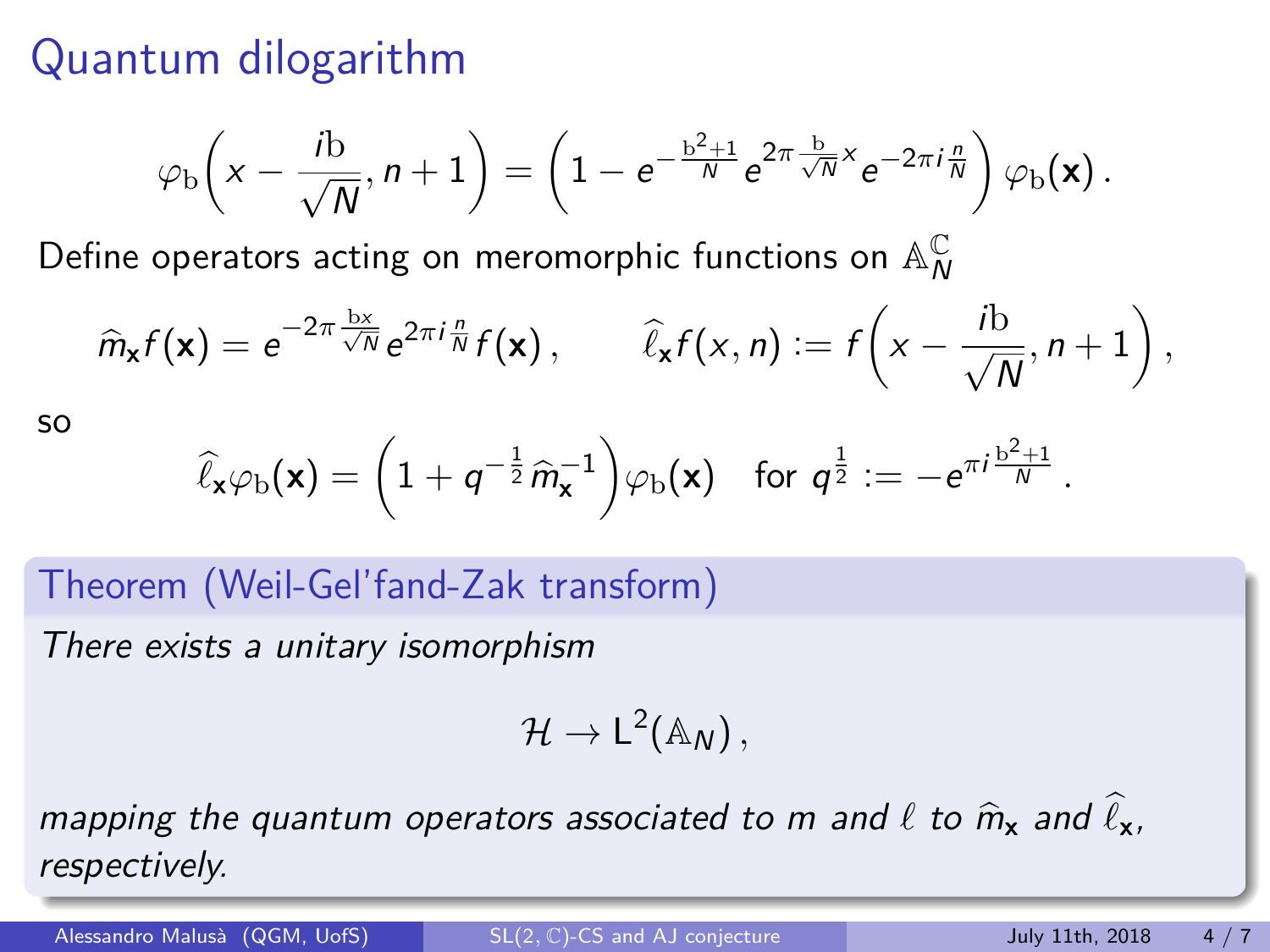# Quantum dilogarithm

$$\varphi_{\mathrm{b}}\left(x - \frac{i\mathrm{b}}{\sqrt{N}}, n+1\right) = \left(1 - e^{-\frac{\mathrm{b}^2+1}{N}} e^{2\pi \frac{\mathrm{b}}{\sqrt{N}} x} e^{-2\pi i \frac{n}{N}}\right) \varphi_{\mathrm{b}}(\mathbf{x})\,.$$

Define operators acting on meromorphic functions on $\mathbb{A}_N^{\mathbb{C}}$

$$\widehat{m}_{\mathbf{x}} f(\mathbf{x}) = e^{-2\pi \frac{\mathrm{b}x}{\sqrt{N}}} e^{2\pi i \frac{n}{N}} f(\mathbf{x})\,, \qquad \widehat{\ell}_{\mathbf{x}} f(x,n) := f\left(x - \frac{i\mathrm{b}}{\sqrt{N}}, n+1\right),$$

so

$$\widehat{\ell}_{\mathbf{x}} \varphi_{\mathrm{b}}(\mathbf{x}) = \left(1 + q^{-\frac{1}{2}} \widehat{m}_{\mathbf{x}}^{-1}\right) \varphi_{\mathrm{b}}(\mathbf{x}) \quad \text{for } q^{\frac{1}{2}} := -e^{\pi i \frac{\mathrm{b}^2+1}{N}}\,.$$

**Theorem (Weil-Gel'fand-Zak transform)**

*There exists a unitary isomorphism*

$$\mathcal{H} \to \mathsf{L}^2(\mathbb{A}_N)\,,$$

*mapping the quantum operators associated to $m$ and $\ell$ to $\widehat{m}_{\mathbf{x}}$ and $\widehat{\ell}_{\mathbf{x}}$, respectively.*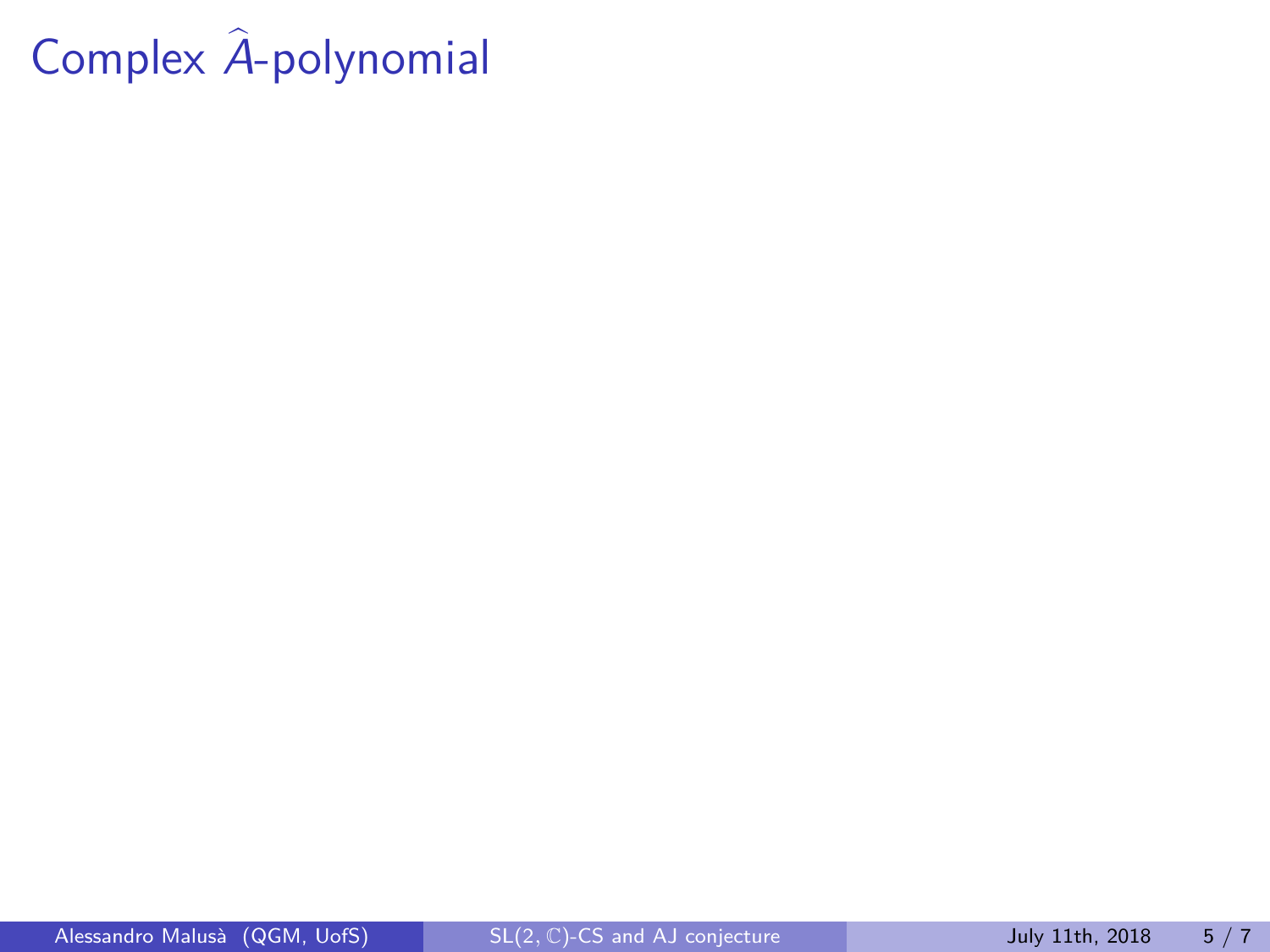# Complex $\widehat{A}$-polynomial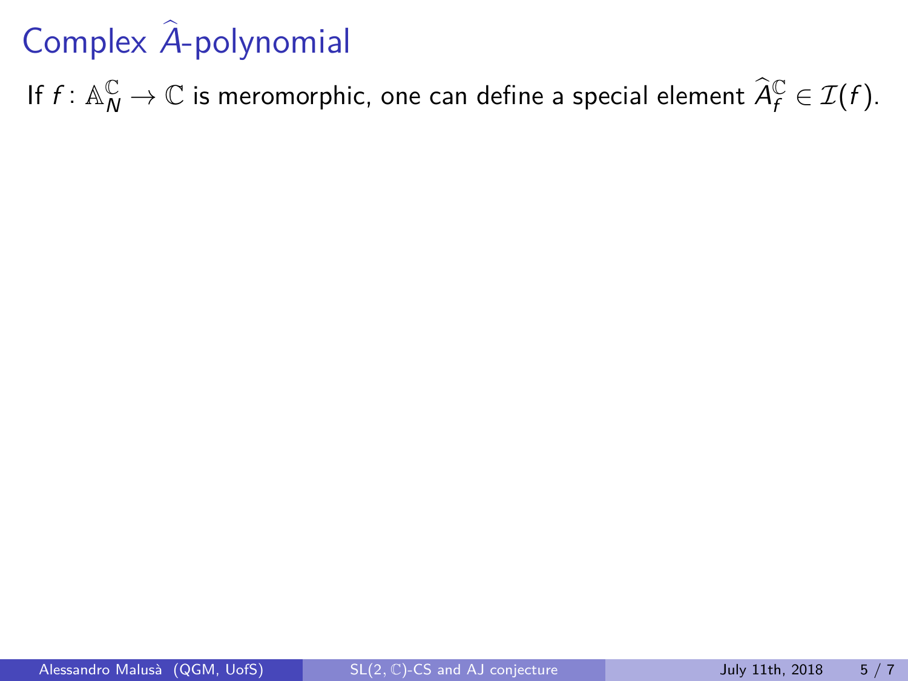# Complex $\widehat{A}$-polynomial

If $f \colon \mathbb{A}_N^{\mathbb{C}} \to \mathbb{C}$ is meromorphic, one can define a special element $\widehat{A}_f^{\mathbb{C}} \in \mathcal{I}(f)$.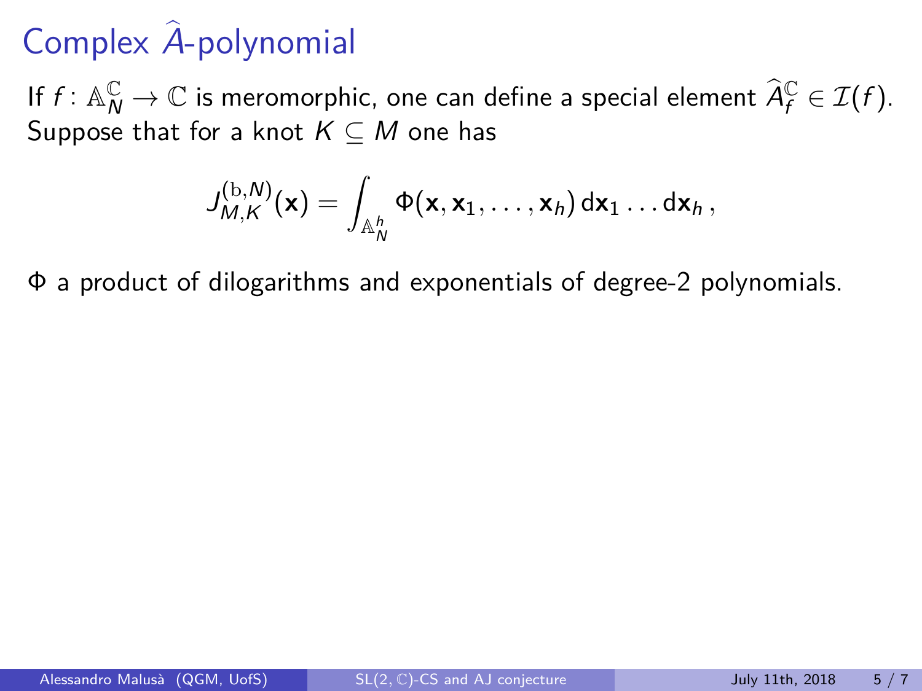# Complex $\widehat{A}$-polynomial

If $f\colon \mathbb{A}_N^{\mathbb{C}} \to \mathbb{C}$ is meromorphic, one can define a special element $\widehat{A}_f^{\mathbb{C}} \in \mathcal{I}(f)$. Suppose that for a knot $K \subseteq M$ one has

$$J_{M,K}^{(\mathrm{b},N)}(\mathbf{x}) = \int_{\mathbb{A}_N^h} \Phi(\mathbf{x}, \mathbf{x}_1, \ldots, \mathbf{x}_h)\, \mathrm{d}\mathbf{x}_1 \ldots \mathrm{d}\mathbf{x}_h\,,$$

$\Phi$ a product of dilogarithms and exponentials of degree-2 polynomials.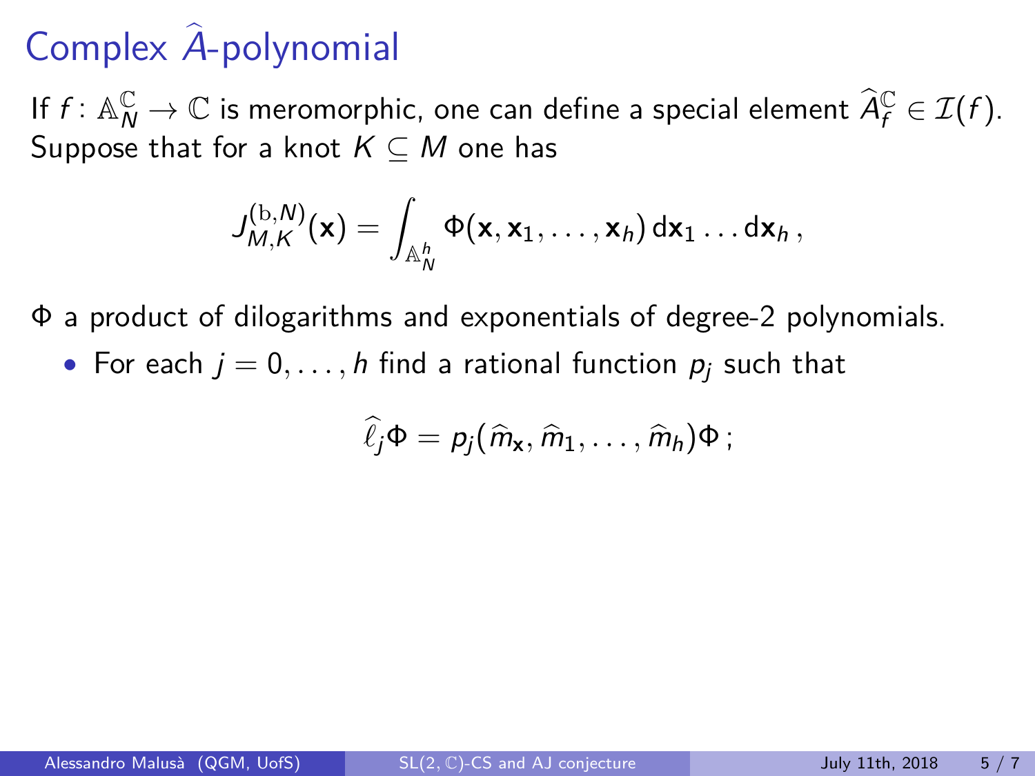# Complex $\widehat{A}$-polynomial

If $f \colon \mathbb{A}_N^{\mathbb{C}} \to \mathbb{C}$ is meromorphic, one can define a special element $\widehat{A}_f^{\mathbb{C}} \in \mathcal{I}(f)$. Suppose that for a knot $K \subseteq M$ one has

$$J_{M,K}^{(\mathrm{b},N)}(\mathbf{x}) = \int_{\mathbb{A}_N^h} \Phi(\mathbf{x}, \mathbf{x}_1, \ldots, \mathbf{x}_h)\, \mathrm{d}\mathbf{x}_1 \ldots \mathrm{d}\mathbf{x}_h \,,$$

$\Phi$ a product of dilogarithms and exponentials of degree-2 polynomials.

- For each $j = 0, \ldots, h$ find a rational function $p_j$ such that

$$\widehat{\ell}_j \Phi = p_j(\widehat{m}_{\mathbf{x}}, \widehat{m}_1, \ldots, \widehat{m}_h)\Phi \,;$$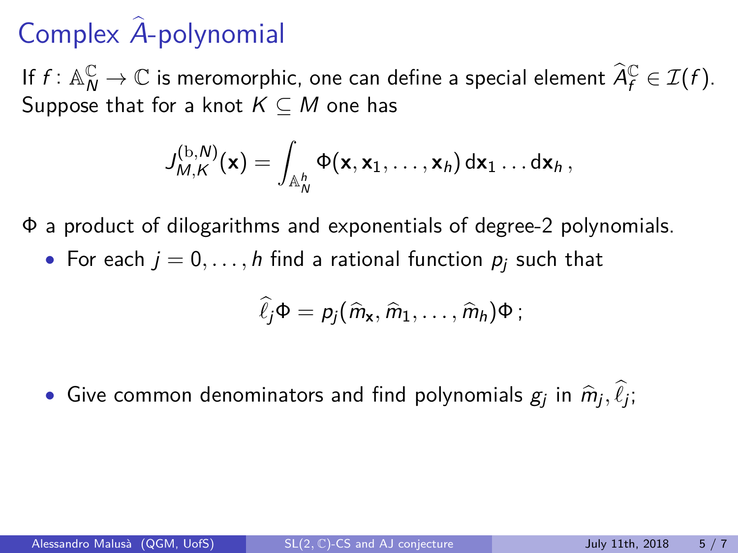# Complex $\widehat{A}$-polynomial

If $f \colon \mathbb{A}_N^{\mathbb{C}} \to \mathbb{C}$ is meromorphic, one can define a special element $\widehat{A}_f^{\mathbb{C}} \in \mathcal{I}(f)$. Suppose that for a knot $K \subseteq M$ one has

$$J_{M,K}^{(\mathrm{b},N)}(\mathbf{x}) = \int_{\mathbb{A}_N^h} \Phi(\mathbf{x}, \mathbf{x}_1, \ldots, \mathbf{x}_h) \, \mathrm{d}\mathbf{x}_1 \ldots \mathrm{d}\mathbf{x}_h \,,$$

$\Phi$ a product of dilogarithms and exponentials of degree-2 polynomials.

- For each $j = 0, \ldots, h$ find a rational function $p_j$ such that

$$\widehat{\ell}_j \Phi = p_j(\widehat{m}_{\mathbf{x}}, \widehat{m}_1, \ldots, \widehat{m}_h) \Phi \,;$$

- Give common denominators and find polynomials $g_j$ in $\widehat{m}_j, \widehat{\ell}_j$;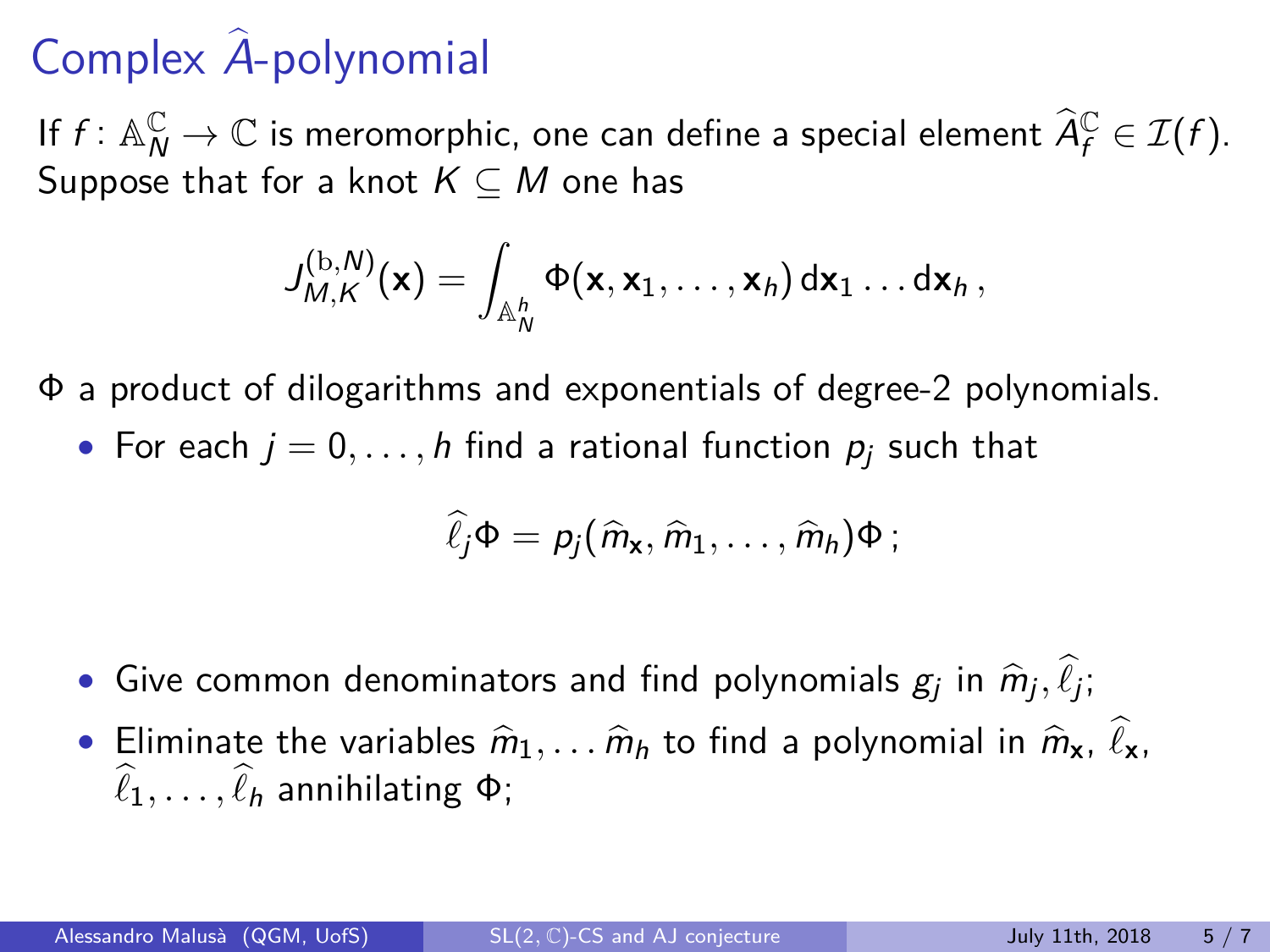# Complex $\widehat{A}$-polynomial

If $f\colon \mathbb{A}_N^{\mathbb{C}} \to \mathbb{C}$ is meromorphic, one can define a special element $\widehat{A}_f^{\mathbb{C}} \in \mathcal{I}(f)$. Suppose that for a knot $K \subseteq M$ one has

$$J_{M,K}^{(\mathrm{b},N)}(\mathbf{x}) = \int_{\mathbb{A}_N^h} \Phi(\mathbf{x}, \mathbf{x}_1, \dots, \mathbf{x}_h)\, \mathrm{d}\mathbf{x}_1 \dots \mathrm{d}\mathbf{x}_h \,,$$

$\Phi$ a product of dilogarithms and exponentials of degree-2 polynomials.

- For each $j = 0, \dots, h$ find a rational function $p_j$ such that

$$\widehat{\ell}_j \Phi = p_j(\widehat{m}_{\mathbf{x}}, \widehat{m}_1, \dots, \widehat{m}_h)\Phi \,;$$

- Give common denominators and find polynomials $g_j$ in $\widehat{m}_j, \widehat{\ell}_j$;
- Eliminate the variables $\widehat{m}_1, \dots \widehat{m}_h$ to find a polynomial in $\widehat{m}_{\mathbf{x}}$, $\widehat{\ell}_{\mathbf{x}}$, $\widehat{\ell}_1, \dots, \widehat{\ell}_h$ annihilating $\Phi$;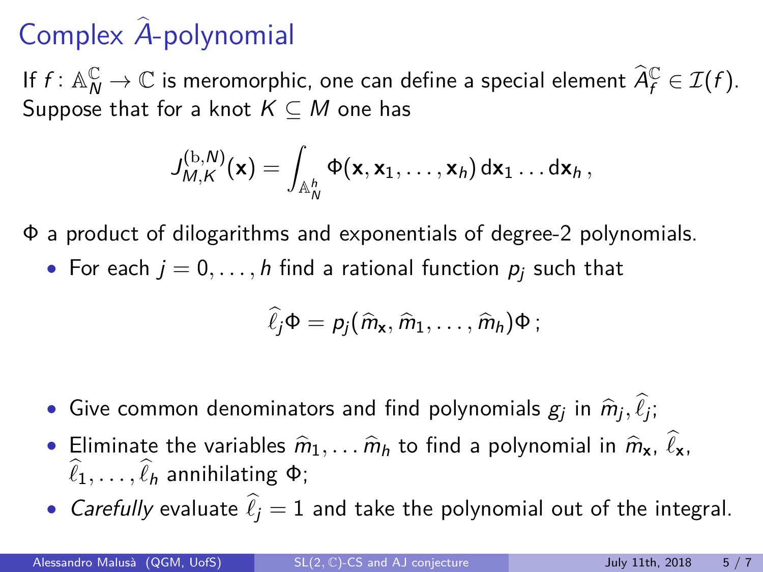# Complex $\widehat{A}$-polynomial

If $f\colon \mathbb{A}_N^{\mathbb{C}} \to \mathbb{C}$ is meromorphic, one can define a special element $\widehat{A}_f^{\mathbb{C}} \in \mathcal{I}(f)$. Suppose that for a knot $K \subseteq M$ one has

$$J_{M,K}^{(\mathrm{b},N)}(\mathsf{x}) = \int_{\mathbb{A}_N^h} \Phi(\mathsf{x}, \mathsf{x}_1, \ldots, \mathsf{x}_h)\, \mathrm{d}\mathsf{x}_1 \ldots \mathrm{d}\mathsf{x}_h \,,$$

$\Phi$ a product of dilogarithms and exponentials of degree-2 polynomials.

- For each $j = 0, \ldots, h$ find a rational function $p_j$ such that

$$\widehat{\ell}_j \Phi = p_j(\widehat{m}_{\mathsf{x}}, \widehat{m}_1, \ldots, \widehat{m}_h)\Phi \,;$$

- Give common denominators and find polynomials $g_j$ in $\widehat{m}_j, \widehat{\ell}_j$;
- Eliminate the variables $\widehat{m}_1, \ldots \widehat{m}_h$ to find a polynomial in $\widehat{m}_{\mathsf{x}}$, $\widehat{\ell}_{\mathsf{x}}$, $\widehat{\ell}_1, \ldots, \widehat{\ell}_h$ annihilating $\Phi$;
- *Carefully* evaluate $\widehat{\ell}_j = 1$ and take the polynomial out of the integral.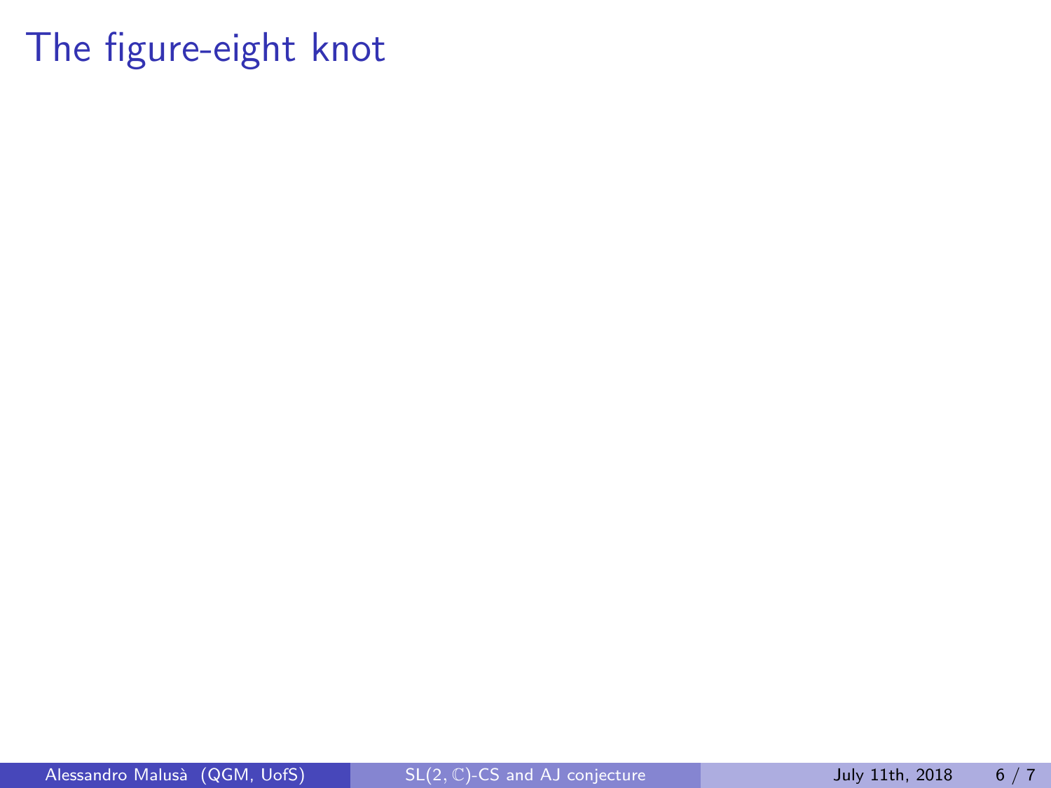# The figure-eight knot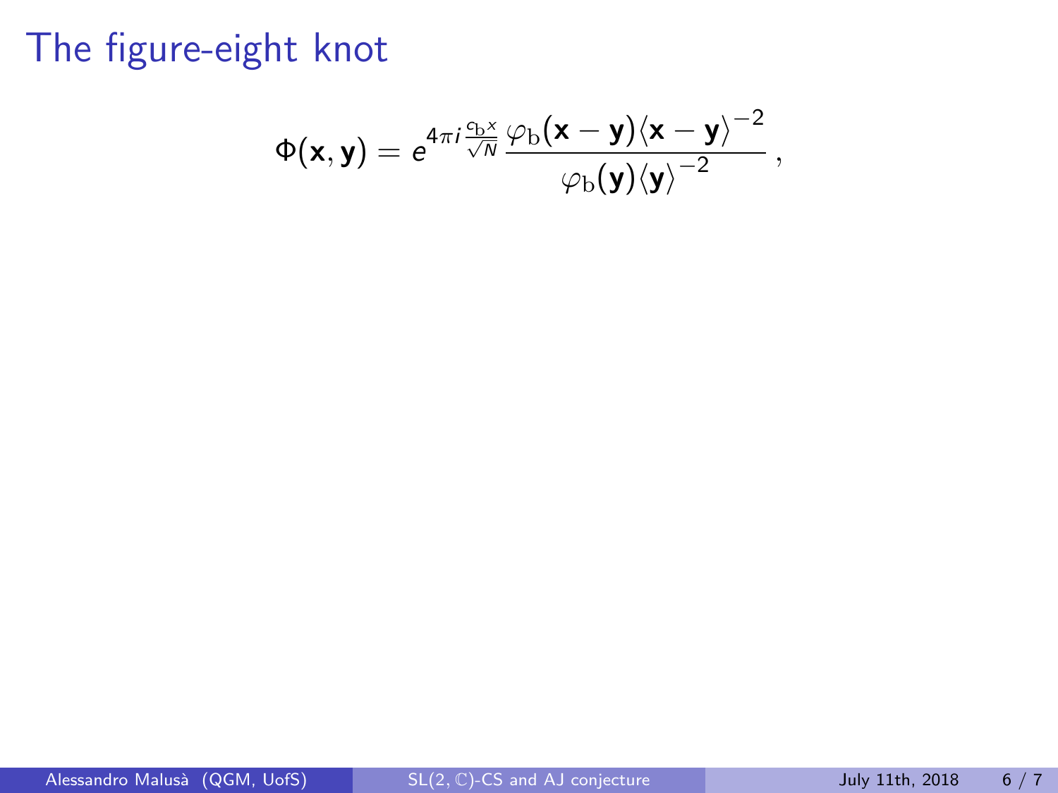# The figure-eight knot

$$\Phi(\mathbf{x}, \mathbf{y}) = e^{4\pi i \frac{c_b x}{\sqrt{N}}} \frac{\varphi_b(\mathbf{x} - \mathbf{y}) \langle \mathbf{x} - \mathbf{y} \rangle^{-2}}{\varphi_b(\mathbf{y}) \langle \mathbf{y} \rangle^{-2}} \,,$$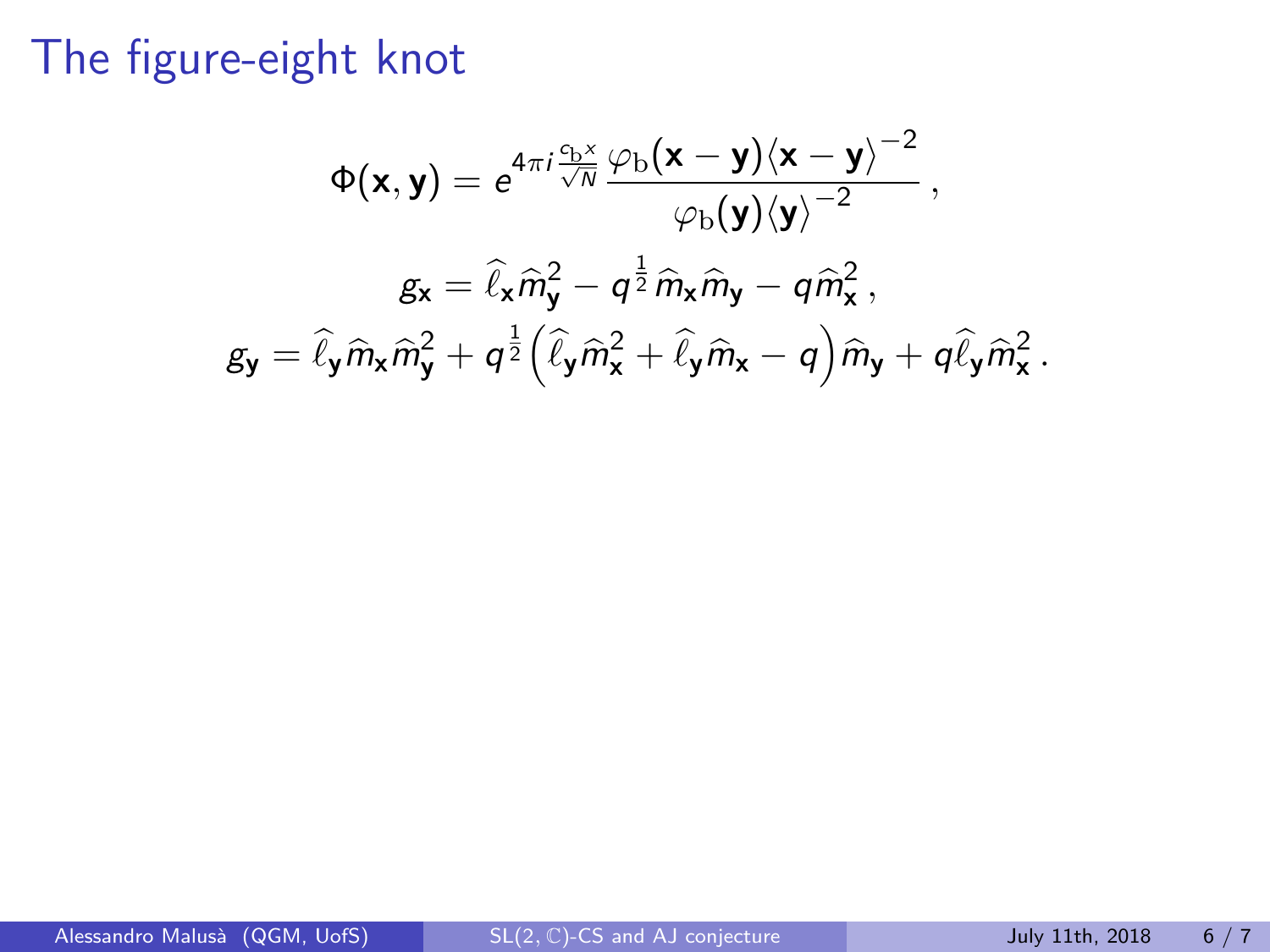# The figure-eight knot

$$\Phi(\mathsf{x}, \mathsf{y}) = e^{4\pi i \frac{c_{\mathrm{b}} x}{\sqrt{N}}} \frac{\varphi_{\mathrm{b}}(\mathsf{x} - \mathsf{y}) \langle \mathsf{x} - \mathsf{y} \rangle^{-2}}{\varphi_{\mathrm{b}}(\mathsf{y}) \langle \mathsf{y} \rangle^{-2}} \,,$$

$$g_{\mathsf{x}} = \widehat{\ell}_{\mathsf{x}} \widehat{m}_{\mathsf{y}}^2 - q^{\frac{1}{2}} \widehat{m}_{\mathsf{x}} \widehat{m}_{\mathsf{y}} - q \widehat{m}_{\mathsf{x}}^2 \,,$$

$$g_{\mathsf{y}} = \widehat{\ell}_{\mathsf{y}} \widehat{m}_{\mathsf{x}} \widehat{m}_{\mathsf{y}}^2 + q^{\frac{1}{2}} \Big( \widehat{\ell}_{\mathsf{y}} \widehat{m}_{\mathsf{x}}^2 + \widehat{\ell}_{\mathsf{y}} \widehat{m}_{\mathsf{x}} - q \Big) \widehat{m}_{\mathsf{y}} + q \widehat{\ell}_{\mathsf{y}} \widehat{m}_{\mathsf{x}}^2 \,.$$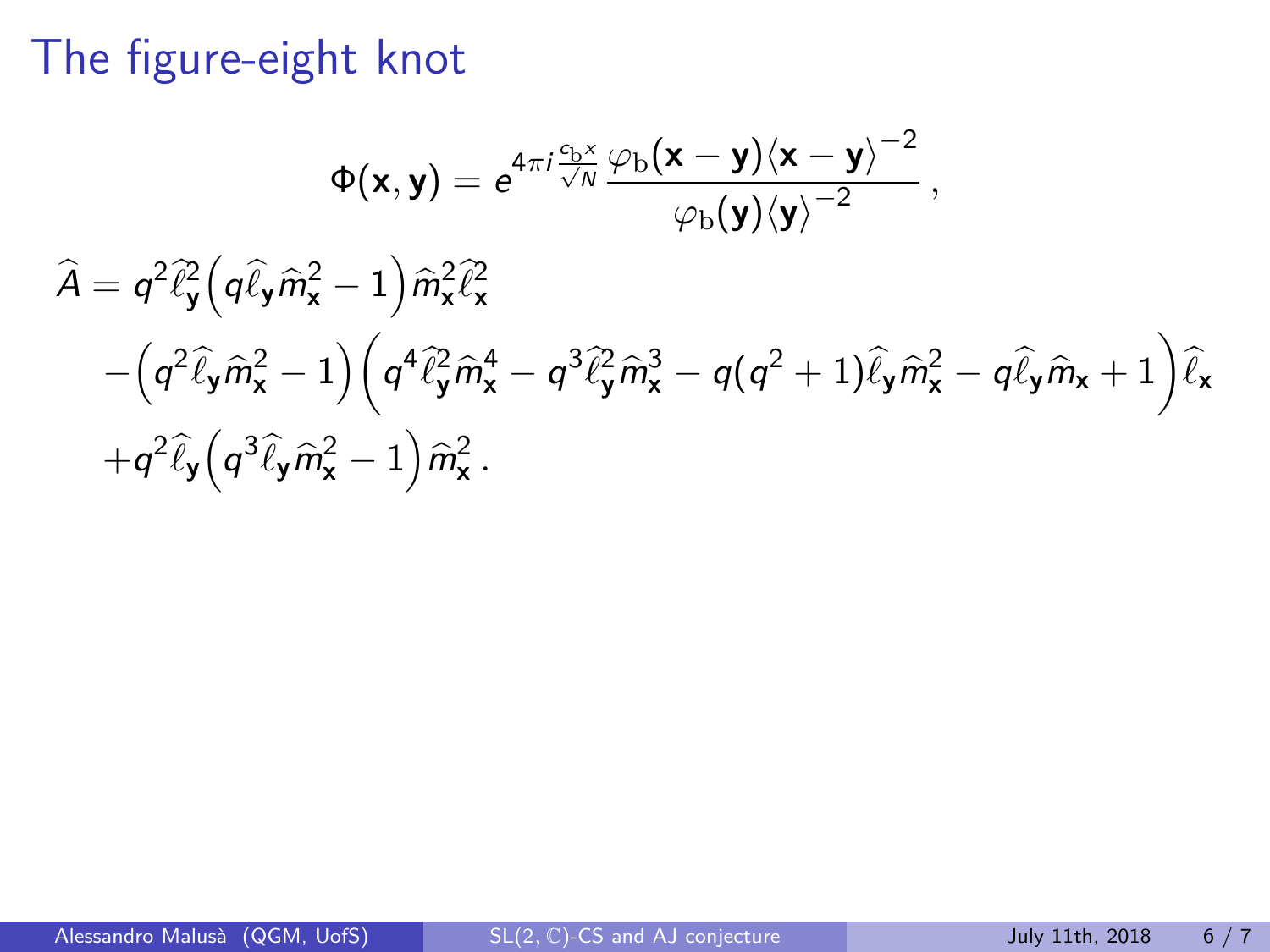# The figure-eight knot

$$\Phi(\mathbf{x},\mathbf{y}) = e^{4\pi i \frac{c_{\rm b} x}{\sqrt{N}}} \frac{\varphi_{\rm b}(\mathbf{x}-\mathbf{y})\langle \mathbf{x}-\mathbf{y}\rangle^{-2}}{\varphi_{\rm b}(\mathbf{y})\langle \mathbf{y}\rangle^{-2}}\,,$$

$$\begin{aligned}
\widehat{A} = {} & q^2\widehat{\ell}_{\mathbf{y}}^2\Big(q\widehat{\ell}_{\mathbf{y}}\widehat{m}_{\mathbf{x}}^2 - 1\Big)\widehat{m}_{\mathbf{x}}^2\widehat{\ell}_{\mathbf{x}}^2 \\
& - \Big(q^2\widehat{\ell}_{\mathbf{y}}\widehat{m}_{\mathbf{x}}^2 - 1\Big)\Big(q^4\widehat{\ell}_{\mathbf{y}}^2\widehat{m}_{\mathbf{x}}^4 - q^3\widehat{\ell}_{\mathbf{y}}^2\widehat{m}_{\mathbf{x}}^3 - q(q^2+1)\widehat{\ell}_{\mathbf{y}}\widehat{m}_{\mathbf{x}}^2 - q\widehat{\ell}_{\mathbf{y}}\widehat{m}_{\mathbf{x}} + 1\Big)\widehat{\ell}_{\mathbf{x}} \\
& + q^2\widehat{\ell}_{\mathbf{y}}\Big(q^3\widehat{\ell}_{\mathbf{y}}\widehat{m}_{\mathbf{x}}^2 - 1\Big)\widehat{m}_{\mathbf{x}}^2\,.
\end{aligned}$$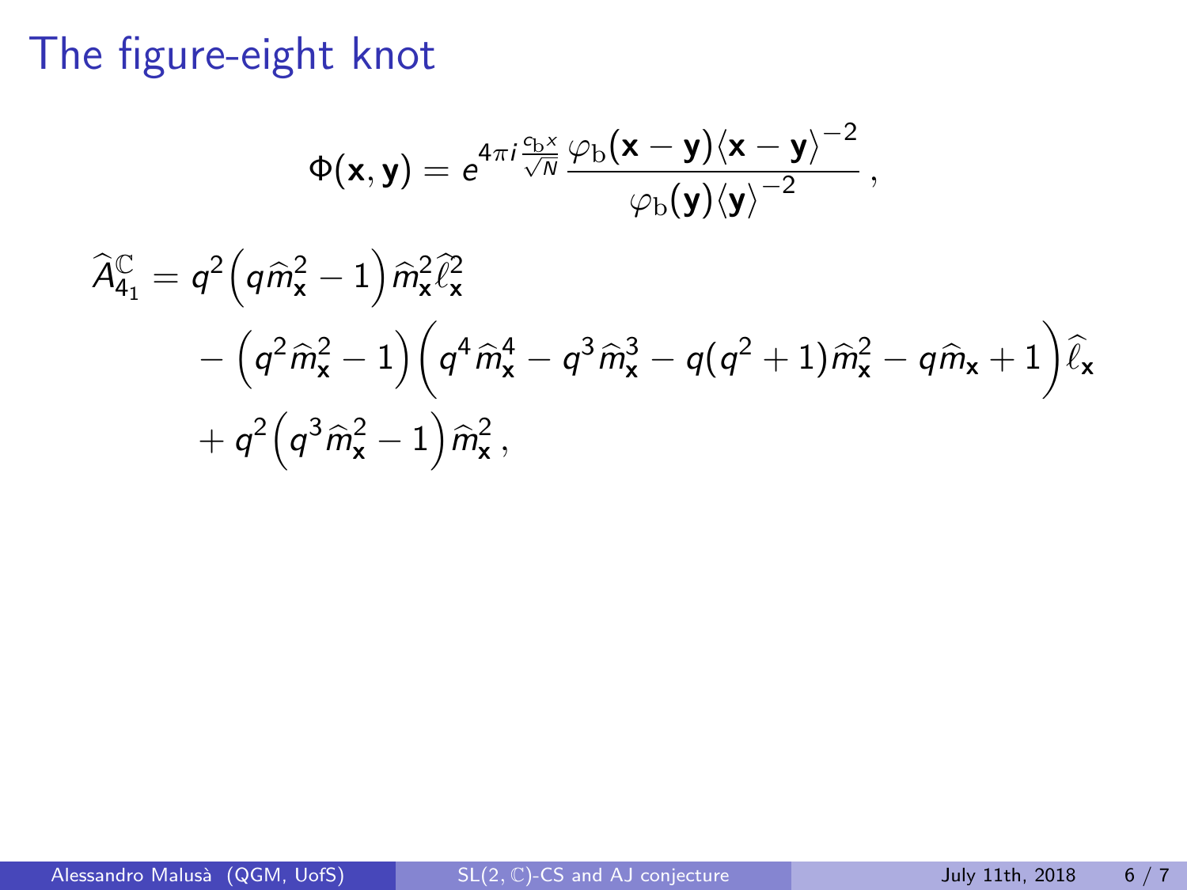# The figure-eight knot

$$\Phi(\mathbf{x},\mathbf{y}) = e^{4\pi i \frac{c_b x}{\sqrt{N}}} \frac{\varphi_b(\mathbf{x}-\mathbf{y}) \langle \mathbf{x}-\mathbf{y} \rangle^{-2}}{\varphi_b(\mathbf{y}) \langle \mathbf{y} \rangle^{-2}} \,,$$

$$\begin{aligned}
\widehat{A}^{\mathbb{C}}_{4_1} = {} & q^2 \Big( q \widehat{m}_{\mathsf{x}}^2 - 1 \Big) \widehat{m}_{\mathsf{x}}^2 \widehat{\ell}_{\mathsf{x}}^2 \\
& - \Big( q^2 \widehat{m}_{\mathsf{x}}^2 - 1 \Big) \Big( q^4 \widehat{m}_{\mathsf{x}}^4 - q^3 \widehat{m}_{\mathsf{x}}^3 - q(q^2+1) \widehat{m}_{\mathsf{x}}^2 - q \widehat{m}_{\mathsf{x}} + 1 \Big) \widehat{\ell}_{\mathsf{x}} \\
& + q^2 \Big( q^3 \widehat{m}_{\mathsf{x}}^2 - 1 \Big) \widehat{m}_{\mathsf{x}}^2 \,,
\end{aligned}$$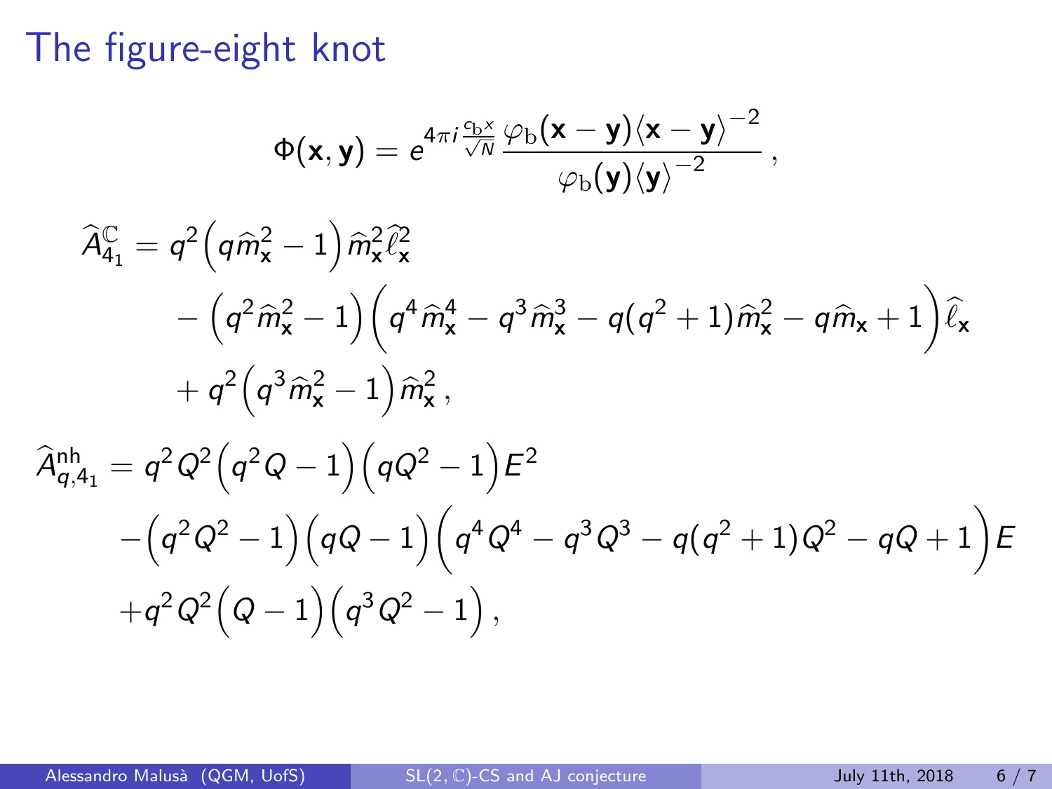# The figure-eight knot

$$\Phi(\mathbf{x},\mathbf{y}) = e^{4\pi i \frac{c_{\mathrm{b}} x}{\sqrt{N}}} \frac{\varphi_{\mathrm{b}}(\mathbf{x}-\mathbf{y}) \langle \mathbf{x}-\mathbf{y} \rangle^{-2}}{\varphi_{\mathrm{b}}(\mathbf{y}) \langle \mathbf{y} \rangle^{-2}} \,,$$

$$\begin{aligned}
\widehat{A}^{\mathbb{C}}_{4_1} &= q^2\Big(q\widehat{m}_{\mathsf{x}}^2 - 1\Big)\widehat{m}_{\mathsf{x}}^2\widehat{\ell}_{\mathsf{x}}^2 \\
&\quad - \Big(q^2\widehat{m}_{\mathsf{x}}^2 - 1\Big)\Big(q^4\widehat{m}_{\mathsf{x}}^4 - q^3\widehat{m}_{\mathsf{x}}^3 - q(q^2+1)\widehat{m}_{\mathsf{x}}^2 - q\widehat{m}_{\mathsf{x}} + 1\Big)\widehat{\ell}_{\mathsf{x}} \\
&\quad + q^2\Big(q^3\widehat{m}_{\mathsf{x}}^2 - 1\Big)\widehat{m}_{\mathsf{x}}^2 \,,
\end{aligned}$$

$$\begin{aligned}
\widehat{A}^{\mathsf{nh}}_{q,4_1} &= q^2Q^2\Big(q^2Q - 1\Big)\Big(qQ^2 - 1\Big)E^2 \\
&\quad -\Big(q^2Q^2 - 1\Big)\Big(qQ - 1\Big)\Big(q^4Q^4 - q^3Q^3 - q(q^2+1)Q^2 - qQ + 1\Big)E \\
&\quad +q^2Q^2\Big(Q - 1\Big)\Big(q^3Q^2 - 1\Big) \,,
\end{aligned}$$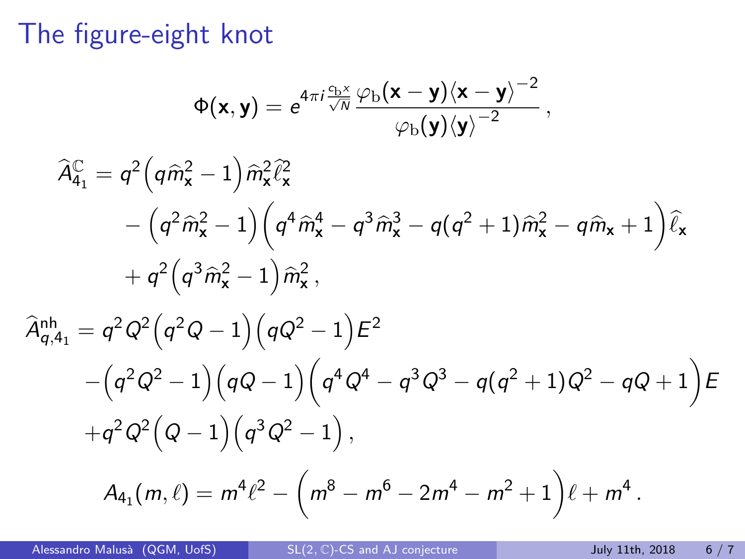# The figure-eight knot

$$
\Phi(\mathbf{x},\mathbf{y}) = e^{4\pi i \frac{c_{\mathrm{b}} x}{\sqrt{N}}} \frac{\varphi_{\mathrm{b}}(\mathbf{x}-\mathbf{y})\langle \mathbf{x}-\mathbf{y}\rangle^{-2}}{\varphi_{\mathrm{b}}(\mathbf{y})\langle \mathbf{y}\rangle^{-2}}\,,
$$

$$
\begin{aligned}
\widehat{A}^{\mathbb{C}}_{4_1} = {} & q^2\Big(q\widehat{m}_{\mathsf{x}}^2 - 1\Big)\widehat{m}_{\mathsf{x}}^2\widehat{\ell}_{\mathsf{x}}^2 \\
& - \Big(q^2\widehat{m}_{\mathsf{x}}^2 - 1\Big)\Big(q^4\widehat{m}_{\mathsf{x}}^4 - q^3\widehat{m}_{\mathsf{x}}^3 - q(q^2+1)\widehat{m}_{\mathsf{x}}^2 - q\widehat{m}_{\mathsf{x}} + 1\Big)\widehat{\ell}_{\mathsf{x}} \\
& + q^2\Big(q^3\widehat{m}_{\mathsf{x}}^2 - 1\Big)\widehat{m}_{\mathsf{x}}^2\,,
\end{aligned}
$$

$$
\begin{aligned}
\widehat{A}^{\mathrm{nh}}_{q,4_1} = {} & q^2Q^2\Big(q^2Q-1\Big)\Big(qQ^2-1\Big)E^2 \\
& -\Big(q^2Q^2-1\Big)\Big(qQ-1\Big)\Big(q^4Q^4 - q^3Q^3 - q(q^2+1)Q^2 - qQ + 1\Big)E \\
& +q^2Q^2\Big(Q-1\Big)\Big(q^3Q^2-1\Big)\,,
\end{aligned}
$$

$$
A_{4_1}(m,\ell) = m^4\ell^2 - \Big(m^8 - m^6 - 2m^4 - m^2 + 1\Big)\ell + m^4\,.
$$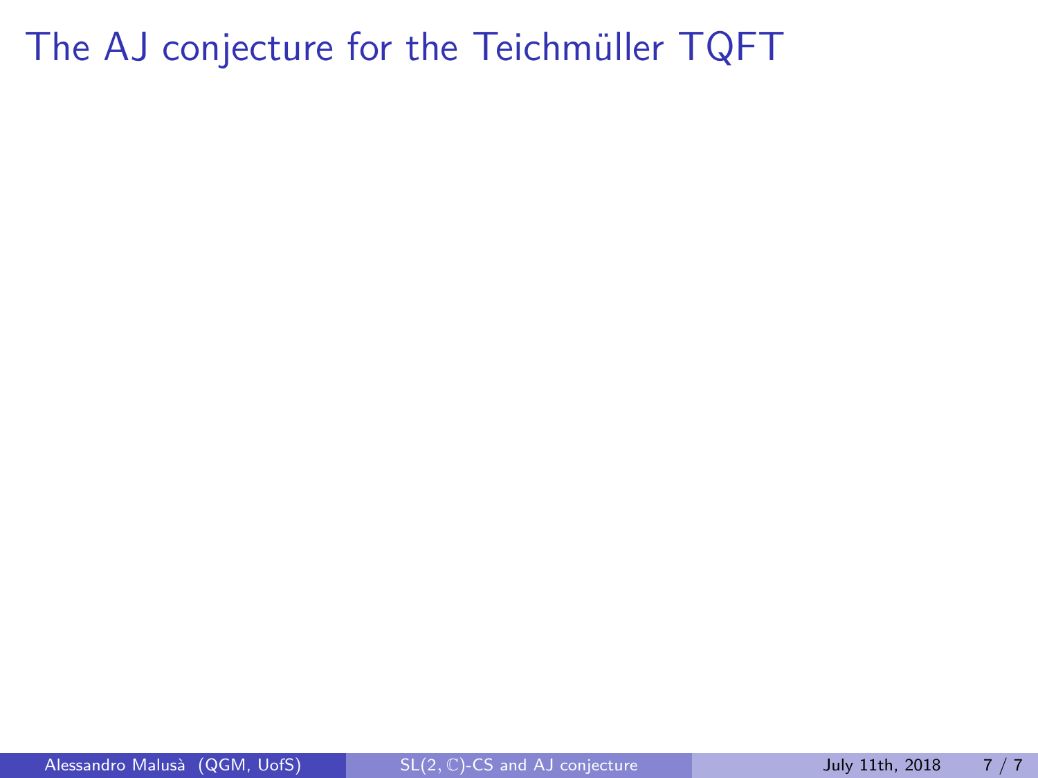# The AJ conjecture for the Teichmüller TQFT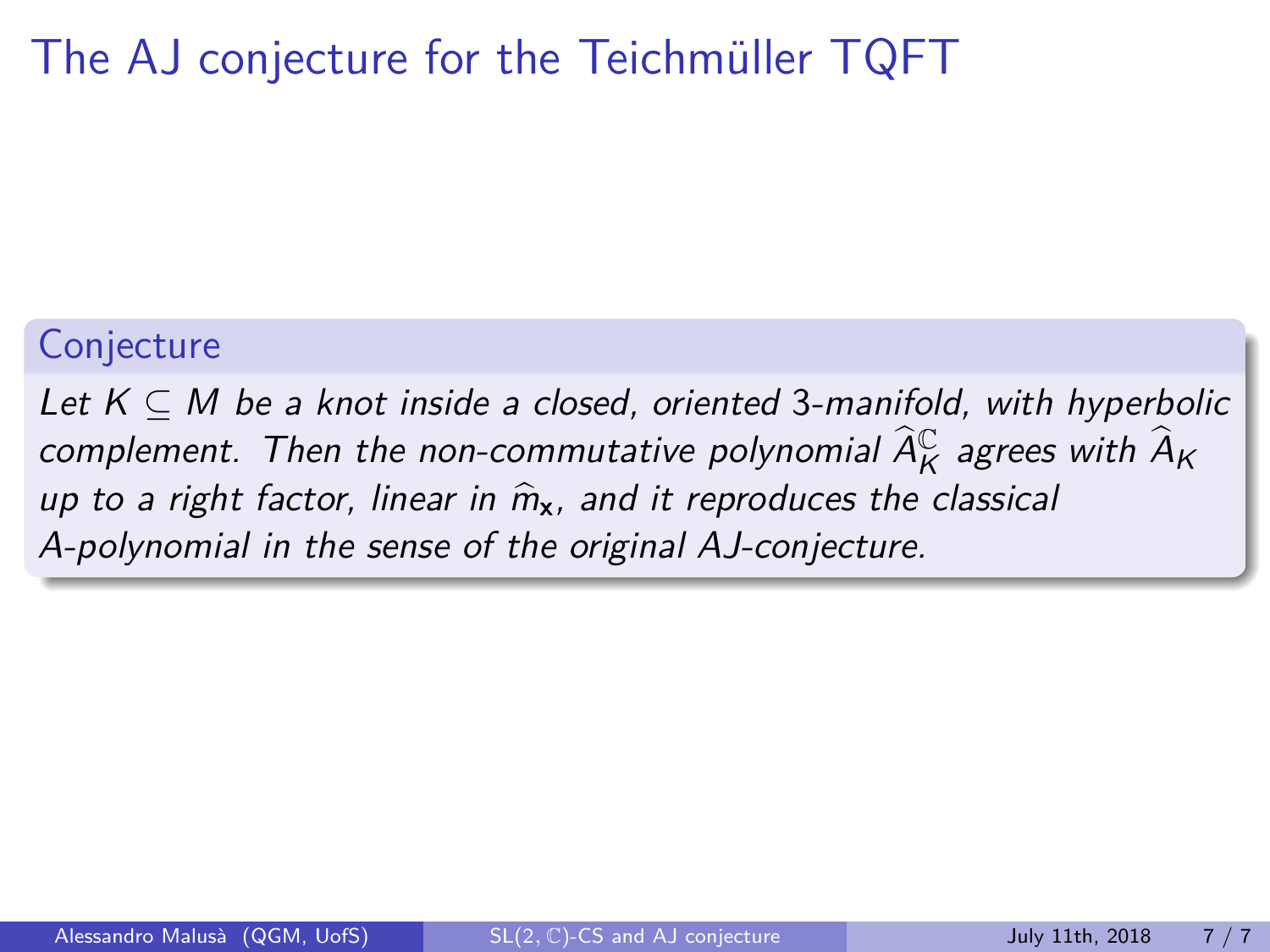# The AJ conjecture for the Teichmüller TQFT

**Conjecture**

*Let $K \subseteq M$ be a knot inside a closed, oriented 3-manifold, with hyperbolic complement. Then the non-commutative polynomial $\widehat{A}_K^{\mathbb{C}}$ agrees with $\widehat{A}_K$ up to a right factor, linear in $\widehat{m}_{\mathsf{x}}$, and it reproduces the classical A-polynomial in the sense of the original AJ-conjecture.*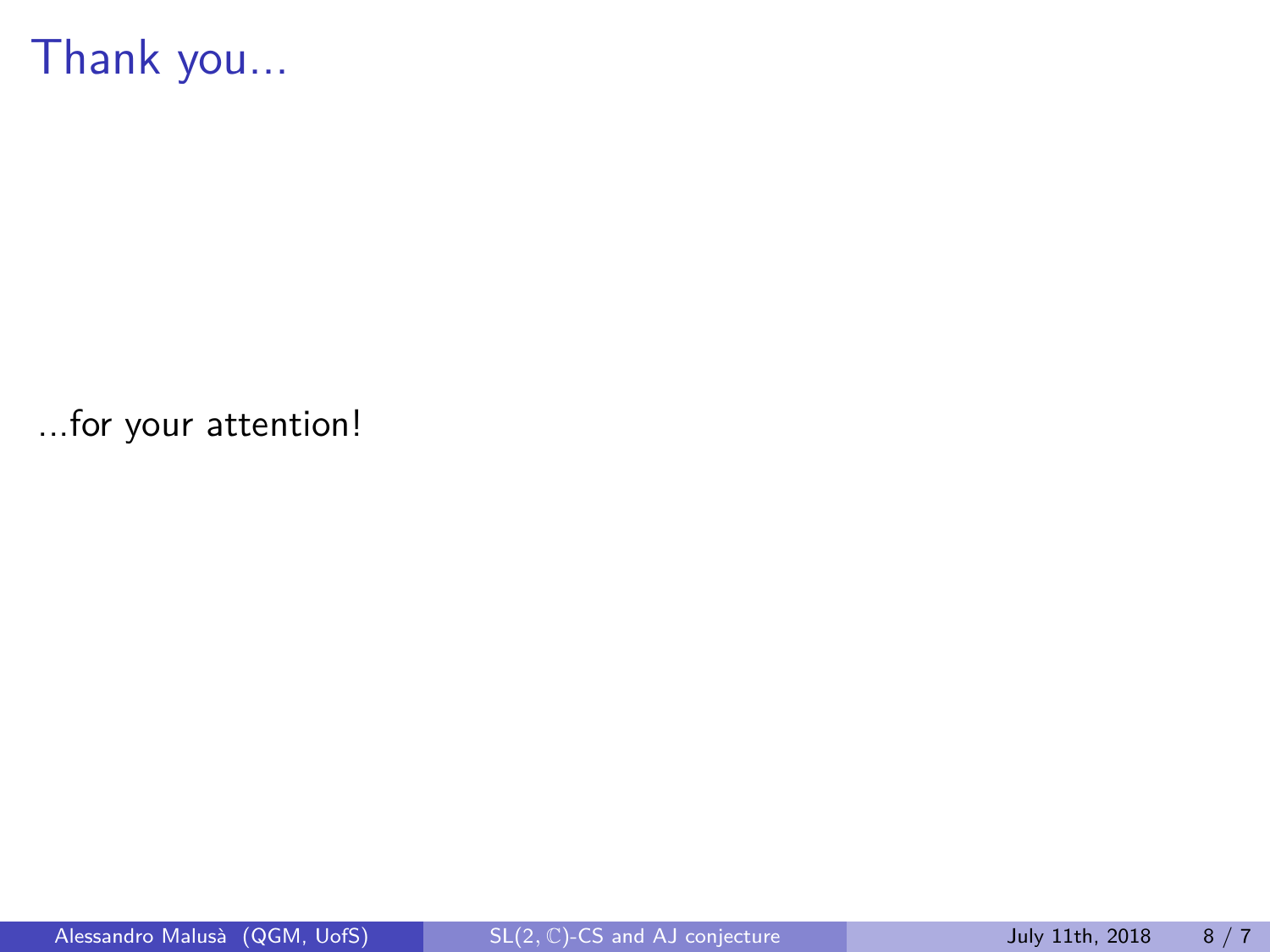# Thank you...

...for your attention!